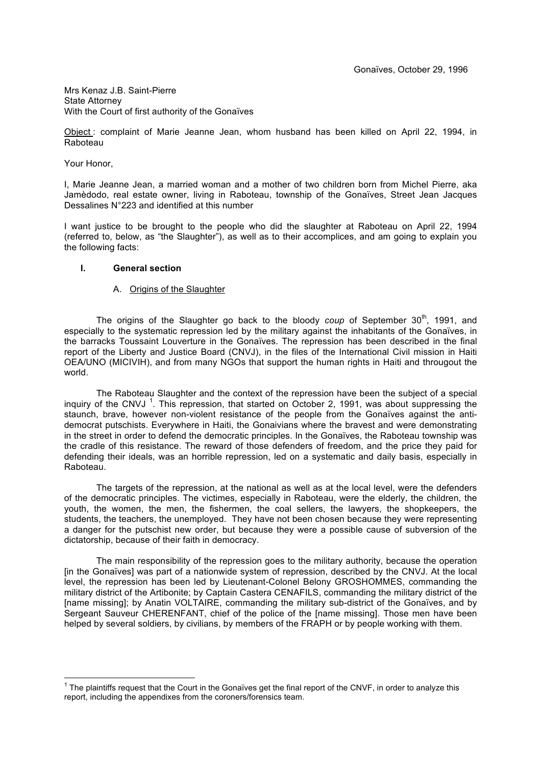Gonaïves, October 29, 1996

Mrs Kenaz J.B. Saint-Pierre
State Attorney
With the Court of first authority of the Gonaïves

Object : complaint of Marie Jeanne Jean, whom husband has been killed on April 22, 1994, in Raboteau

Your Honor,

I, Marie Jeanne Jean, a married woman and a mother of two children born from Michel Pierre, aka Jamèdodo, real estate owner, living in Raboteau, township of the Gonaïves, Street Jean Jacques Dessalines N°223 and identified at this number

I want justice to be brought to the people who did the slaughter at Raboteau on April 22, 1994 (referred to, below, as "the Slaughter"), as well as to their accomplices, and am going to explain you the following facts:

## I. General section

### A. Origins of the Slaughter

The origins of the Slaughter go back to the bloody *coup* of September 30th, 1991, and especially to the systematic repression led by the military against the inhabitants of the Gonaïves, in the barracks Toussaint Louverture in the Gonaïves. The repression has been described in the final report of the Liberty and Justice Board (CNVJ), in the files of the International Civil mission in Haiti OEA/UNO (MICIVIH), and from many NGOs that support the human rights in Haiti and througout the world.

The Raboteau Slaughter and the context of the repression have been the subject of a special inquiry of the CNVJ [1]. This repression, that started on October 2, 1991, was about suppressing the staunch, brave, however non-violent resistance of the people from the Gonaïves against the anti-democrat putschists. Everywhere in Haiti, the Gonaivians where the bravest and were demonstrating in the street in order to defend the democratic principles. In the Gonaïves, the Raboteau township was the cradle of this resistance. The reward of those defenders of freedom, and the price they paid for defending their ideals, was an horrible repression, led on a systematic and daily basis, especially in Raboteau.

The targets of the repression, at the national as well as at the local level, were the defenders of the democratic principles. The victimes, especially in Raboteau, were the elderly, the children, the youth, the women, the men, the fishermen, the coal sellers, the lawyers, the shopkeepers, the students, the teachers, the unemployed. They have not been chosen because they were representing a danger for the putschist new order, but because they were a possible cause of subversion of the dictatorship, because of their faith in democracy.

The main responsibility of the repression goes to the military authority, because the operation [in the Gonaïves] was part of a nationwide system of repression, described by the CNVJ. At the local level, the repression has been led by Lieutenant-Colonel Belony GROSHOMMES, commanding the military district of the Artibonite; by Captain Castera CENAFILS, commanding the military district of the [name missing]; by Anatin VOLTAIRE, commanding the military sub-district of the Gonaïves, and by Sergeant Sauveur CHERENFANT, chief of the police of the [name missing]. Those men have been helped by several soldiers, by civilians, by members of the FRAPH or by people working with them.

---

[1] The plaintiffs request that the Court in the Gonaïves get the final report of the CNVF, in order to analyze this report, including the appendixes from the coroners/forensics team.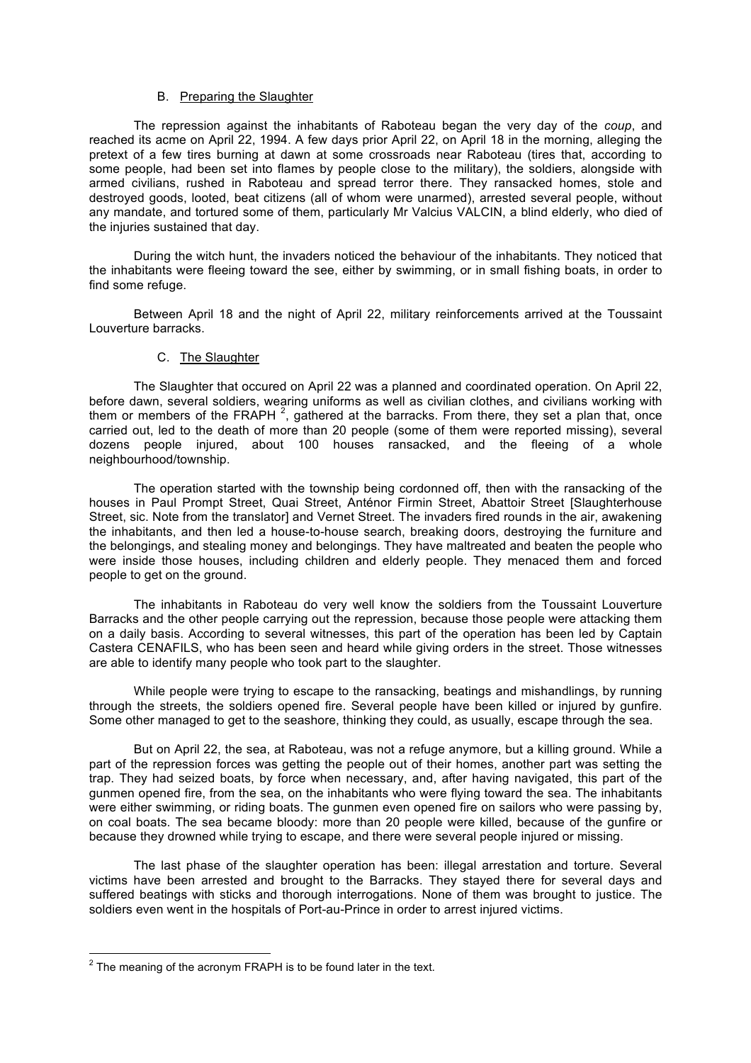### B. Preparing the Slaughter

The repression against the inhabitants of Raboteau began the very day of the *coup*, and reached its acme on April 22, 1994. A few days prior April 22, on April 18 in the morning, alleging the pretext of a few tires burning at dawn at some crossroads near Raboteau (tires that, according to some people, had been set into flames by people close to the military), the soldiers, alongside with armed civilians, rushed in Raboteau and spread terror there. They ransacked homes, stole and destroyed goods, looted, beat citizens (all of whom were unarmed), arrested several people, without any mandate, and tortured some of them, particularly Mr Valcius VALCIN, a blind elderly, who died of the injuries sustained that day.

During the witch hunt, the invaders noticed the behaviour of the inhabitants. They noticed that the inhabitants were fleeing toward the see, either by swimming, or in small fishing boats, in order to find some refuge.

Between April 18 and the night of April 22, military reinforcements arrived at the Toussaint Louverture barracks.

### C. The Slaughter

The Slaughter that occured on April 22 was a planned and coordinated operation. On April 22, before dawn, several soldiers, wearing uniforms as well as civilian clothes, and civilians working with them or members of the FRAPH [2], gathered at the barracks. From there, they set a plan that, once carried out, led to the death of more than 20 people (some of them were reported missing), several dozens people injured, about 100 houses ransacked, and the fleeing of a whole neighbourhood/township.

The operation started with the township being cordonned off, then with the ransacking of the houses in Paul Prompt Street, Quai Street, Anténor Firmin Street, Abattoir Street [Slaughterhouse Street, sic. Note from the translator] and Vernet Street. The invaders fired rounds in the air, awakening the inhabitants, and then led a house-to-house search, breaking doors, destroying the furniture and the belongings, and stealing money and belongings. They have maltreated and beaten the people who were inside those houses, including children and elderly people. They menaced them and forced people to get on the ground.

The inhabitants in Raboteau do very well know the soldiers from the Toussaint Louverture Barracks and the other people carrying out the repression, because those people were attacking them on a daily basis. According to several witnesses, this part of the operation has been led by Captain Castera CENAFILS, who has been seen and heard while giving orders in the street. Those witnesses are able to identify many people who took part to the slaughter.

While people were trying to escape to the ransacking, beatings and mishandlings, by running through the streets, the soldiers opened fire. Several people have been killed or injured by gunfire. Some other managed to get to the seashore, thinking they could, as usually, escape through the sea.

But on April 22, the sea, at Raboteau, was not a refuge anymore, but a killing ground. While a part of the repression forces was getting the people out of their homes, another part was setting the trap. They had seized boats, by force when necessary, and, after having navigated, this part of the gunmen opened fire, from the sea, on the inhabitants who were flying toward the sea. The inhabitants were either swimming, or riding boats. The gunmen even opened fire on sailors who were passing by, on coal boats. The sea became bloody: more than 20 people were killed, because of the gunfire or because they drowned while trying to escape, and there were several people injured or missing.

The last phase of the slaughter operation has been: illegal arrestation and torture. Several victims have been arrested and brought to the Barracks. They stayed there for several days and suffered beatings with sticks and thorough interrogations. None of them was brought to justice. The soldiers even went in the hospitals of Port-au-Prince in order to arrest injured victims.

---

[2] The meaning of the acronym FRAPH is to be found later in the text.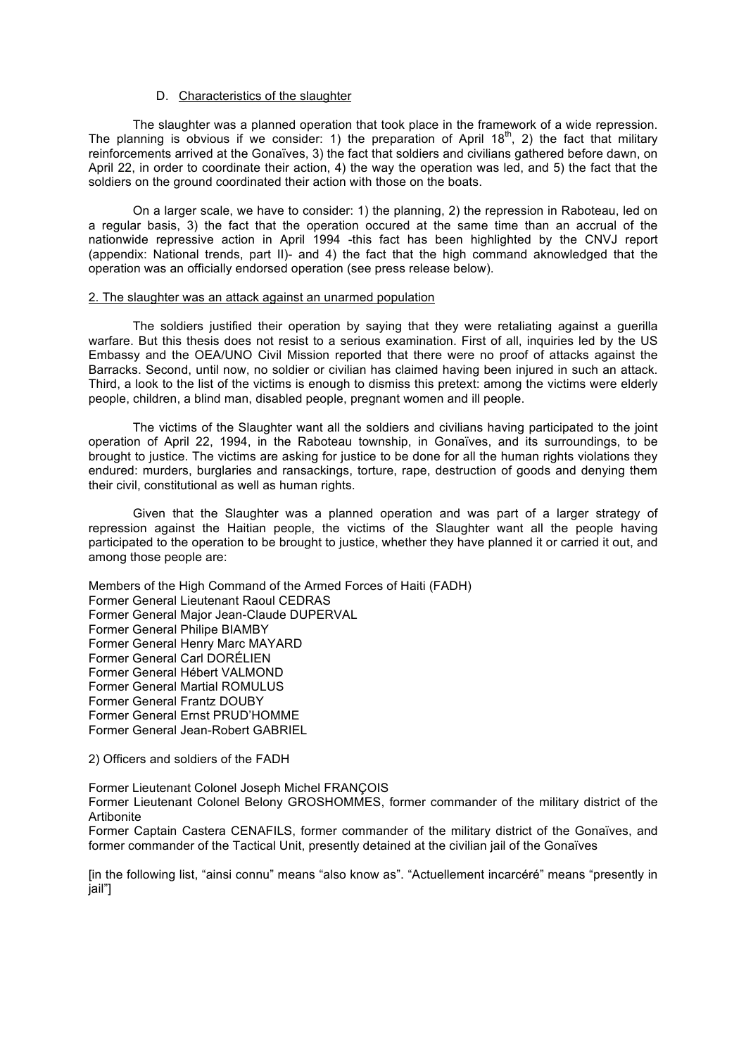### D. Characteristics of the slaughter

The slaughter was a planned operation that took place in the framework of a wide repression. The planning is obvious if we consider: 1) the preparation of April 18th, 2) the fact that military reinforcements arrived at the Gonaïves, 3) the fact that soldiers and civilians gathered before dawn, on April 22, in order to coordinate their action, 4) the way the operation was led, and 5) the fact that the soldiers on the ground coordinated their action with those on the boats.

On a larger scale, we have to consider: 1) the planning, 2) the repression in Raboteau, led on a regular basis, 3) the fact that the operation occured at the same time than an accrual of the nationwide repressive action in April 1994 -this fact has been highlighted by the CNVJ report (appendix: National trends, part II)- and 4) the fact that the high command aknowledged that the operation was an officially endorsed operation (see press release below).

#### 2. The slaughter was an attack against an unarmed population

The soldiers justified their operation by saying that they were retaliating against a guerilla warfare. But this thesis does not resist to a serious examination. First of all, inquiries led by the US Embassy and the OEA/UNO Civil Mission reported that there were no proof of attacks against the Barracks. Second, until now, no soldier or civilian has claimed having been injured in such an attack. Third, a look to the list of the victims is enough to dismiss this pretext: among the victims were elderly people, children, a blind man, disabled people, pregnant women and ill people.

The victims of the Slaughter want all the soldiers and civilians having participated to the joint operation of April 22, 1994, in the Raboteau township, in Gonaïves, and its surroundings, to be brought to justice. The victims are asking for justice to be done for all the human rights violations they endured: murders, burglaries and ransackings, torture, rape, destruction of goods and denying them their civil, constitutional as well as human rights.

Given that the Slaughter was a planned operation and was part of a larger strategy of repression against the Haitian people, the victims of the Slaughter want all the people having participated to the operation to be brought to justice, whether they have planned it or carried it out, and among those people are:

Members of the High Command of the Armed Forces of Haiti (FADH)
Former General Lieutenant Raoul CEDRAS
Former General Major Jean-Claude DUPERVAL
Former General Philipe BIAMBY
Former General Henry Marc MAYARD
Former General Carl DORÉLIEN
Former General Hébert VALMOND
Former General Martial ROMULUS
Former General Frantz DOUBY
Former General Ernst PRUD'HOMME
Former General Jean-Robert GABRIEL

2) Officers and soldiers of the FADH

Former Lieutenant Colonel Joseph Michel FRANÇOIS
Former Lieutenant Colonel Belony GROSHOMMES, former commander of the military district of the Artibonite
Former Captain Castera CENAFILS, former commander of the military district of the Gonaïves, and former commander of the Tactical Unit, presently detained at the civilian jail of the Gonaïves

[in the following list, "ainsi connu" means "also know as". "Actuellement incarcéré" means "presently in jail"]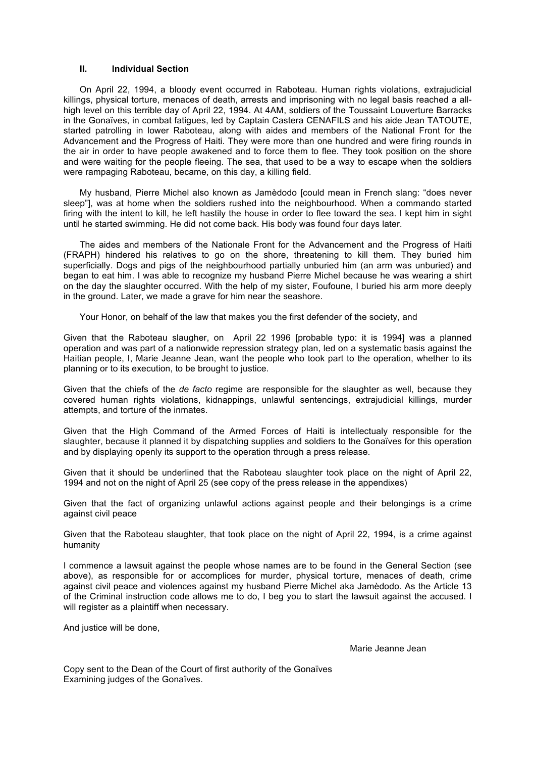### II. Individual Section

On April 22, 1994, a bloody event occurred in Raboteau. Human rights violations, extrajudicial killings, physical torture, menaces of death, arrests and imprisoning with no legal basis reached a all-high level on this terrible day of April 22, 1994. At 4AM, soldiers of the Toussaint Louverture Barracks in the Gonaïves, in combat fatigues, led by Captain Castera CENAFILS and his aide Jean TATOUTE, started patrolling in lower Raboteau, along with aides and members of the National Front for the Advancement and the Progress of Haiti. They were more than one hundred and were firing rounds in the air in order to have people awakened and to force them to flee. They took position on the shore and were waiting for the people fleeing. The sea, that used to be a way to escape when the soldiers were rampaging Raboteau, became, on this day, a killing field.

My husband, Pierre Michel also known as Jamèdodo [could mean in French slang: "does never sleep"], was at home when the soldiers rushed into the neighbourhood. When a commando started firing with the intent to kill, he left hastily the house in order to flee toward the sea. I kept him in sight until he started swimming. He did not come back. His body was found four days later.

The aides and members of the Nationale Front for the Advancement and the Progress of Haiti (FRAPH) hindered his relatives to go on the shore, threatening to kill them. They buried him superficially. Dogs and pigs of the neighbourhood partially unburied him (an arm was unburied) and began to eat him. I was able to recognize my husband Pierre Michel because he was wearing a shirt on the day the slaughter occurred. With the help of my sister, Foufoune, I buried his arm more deeply in the ground. Later, we made a grave for him near the seashore.

Your Honor, on behalf of the law that makes you the first defender of the society, and

Given that the Raboteau slaugher, on April 22 1996 [probable typo: it is 1994] was a planned operation and was part of a nationwide repression strategy plan, led on a systematic basis against the Haitian people, I, Marie Jeanne Jean, want the people who took part to the operation, whether to its planning or to its execution, to be brought to justice.

Given that the chiefs of the *de facto* regime are responsible for the slaughter as well, because they covered human rights violations, kidnappings, unlawful sentencings, extrajudicial killings, murder attempts, and torture of the inmates.

Given that the High Command of the Armed Forces of Haiti is intellectualy responsible for the slaughter, because it planned it by dispatching supplies and soldiers to the Gonaïves for this operation and by displaying openly its support to the operation through a press release.

Given that it should be underlined that the Raboteau slaughter took place on the night of April 22, 1994 and not on the night of April 25 (see copy of the press release in the appendixes)

Given that the fact of organizing unlawful actions against people and their belongings is a crime against civil peace

Given that the Raboteau slaughter, that took place on the night of April 22, 1994, is a crime against humanity

I commence a lawsuit against the people whose names are to be found in the General Section (see above), as responsible for or accomplices for murder, physical torture, menaces of death, crime against civil peace and violences against my husband Pierre Michel aka Jamèdodo. As the Article 13 of the Criminal instruction code allows me to do, I beg you to start the lawsuit against the accused. I will register as a plaintiff when necessary.

And justice will be done,

Marie Jeanne Jean

Copy sent to the Dean of the Court of first authority of the Gonaïves
Examining judges of the Gonaïves.